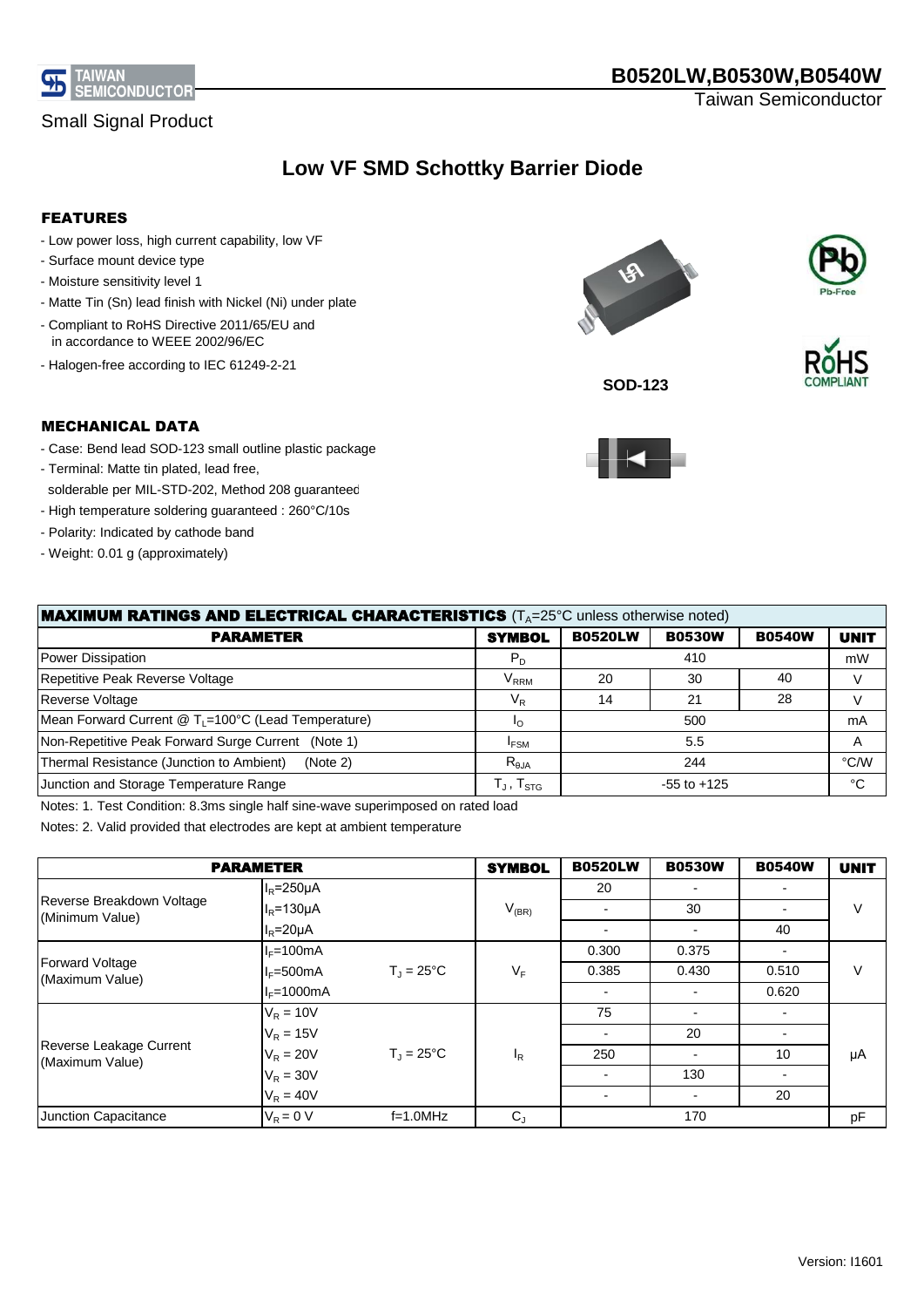# B0520LW,B0530W,B0540W

Taiwan Semiconductor

Small Signal Product

## Low VF SMD Schottky Barrier Diode

### FEATURES

- Low power loss, high current capability, low VF
- Surface mount device type
- Moisture sensitivity level 1
- Matte Tin (Sn) lead finish with Nickel (Ni) under plate
- Compliant to RoHS Directive 2011/65/EU and in accordance to WEEE 2002/96/EC
- Halogen-free according to IEC 61249-2-21

SOD-123

### MECHANICAL DATA

- Case: Bend lead SOD-123 small outline plastic package
- Terminal: Matte tin plated, lead free, solderable per MIL-STD-202, Method 208 guaranteed
- High temperature soldering guaranteed : 260°C/10s
- Polarity: Indicated by cathode band
- Weight: 0.01 g (approximately)

**MAXIMUM RATINGS AND ELECTRICAL CHARACTERISTICS** ($T_A$=25°C unless otherwise noted)

| PARAMETER | SYMBOL | B0520LW | B0530W | B0540W | UNIT |
|---|---|---|---|---|---|
| Power Dissipation | $P_D$ | 410 | | | mW |
| Repetitive Peak Reverse Voltage | $V_{RRM}$ | 20 | 30 | 40 | V |
| Reverse Voltage | $V_R$ | 14 | 21 | 28 | V |
| Mean Forward Current @ $T_L$=100°C (Lead Temperature) | $I_O$ | 500 | | | mA |
| Non-Repetitive Peak Forward Surge Current (Note 1) | $I_{FSM}$ | 5.5 | | | A |
| Thermal Resistance (Junction to Ambient) (Note 2) | $R_{\theta JA}$ | 244 | | | °C/W |
| Junction and Storage Temperature Range | $T_J$ , $T_{STG}$ | -55 to +125 | | | °C |

Notes: 1. Test Condition: 8.3ms single half sine-wave superimposed on rated load

Notes: 2. Valid provided that electrodes are kept at ambient temperature

| PARAMETER | | | SYMBOL | B0520LW | B0530W | B0540W | UNIT |
|---|---|---|---|---|---|---|---|
| Reverse Breakdown Voltage (Minimum Value) | $I_R$=250μA | | $V_{(BR)}$ | 20 | - | - | V |
| | $I_R$=130μA | | | - | 30 | - | |
| | $I_R$=20μA | | | - | - | 40 | |
| Forward Voltage (Maximum Value) | $I_F$=100mA | $T_J$ = 25°C | $V_F$ | 0.300 | 0.375 | - | V |
| | $I_F$=500mA | | | 0.385 | 0.430 | 0.510 | |
| | $I_F$=1000mA | | | - | - | 0.620 | |
| Reverse Leakage Current (Maximum Value) | $V_R$ = 10V | $T_J$ = 25°C | $I_R$ | 75 | - | - | μA |
| | $V_R$ = 15V | | | - | 20 | - | |
| | $V_R$ = 20V | | | 250 | - | 10 | |
| | $V_R$ = 30V | | | - | 130 | - | |
| | $V_R$ = 40V | | | - | - | 20 | |
| Junction Capacitance | $V_R$ = 0 V | f=1.0MHz | $C_J$ | 170 | | | pF |

Version: I1601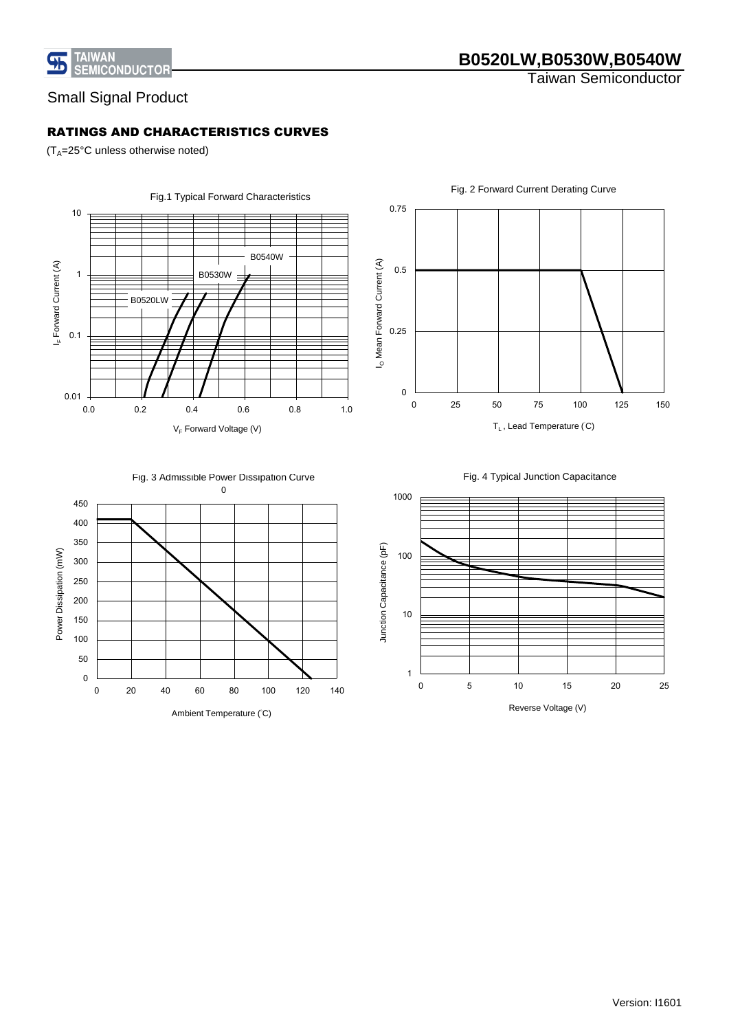Small Signal Product

## RATINGS AND CHARACTERISTICS CURVES

($T_A$=25°C unless otherwise noted)

Fig.1 Typical Forward Characteristics

Fig. 2 Forward Current Derating Curve

Fig. 3 Admissible Power Dissipation Curve

Fig. 4 Typical Junction Capacitance

Version: I1601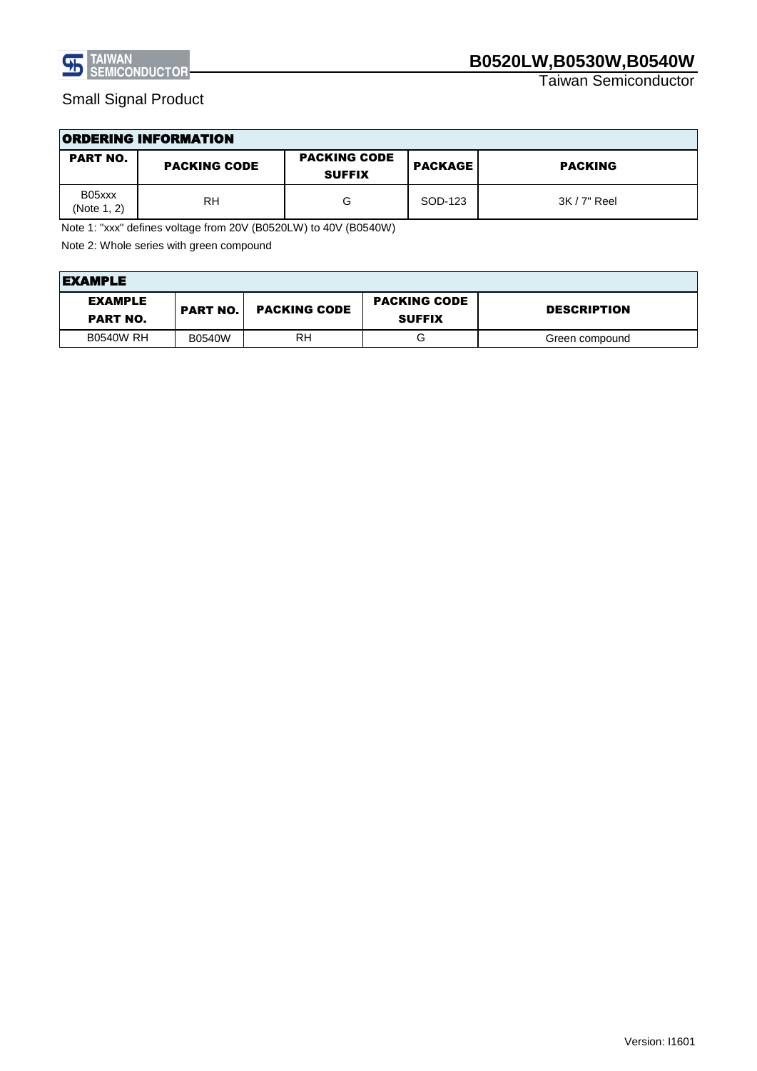Small Signal Product

## ORDERING INFORMATION

| PART NO. | PACKING CODE | PACKING CODE SUFFIX | PACKAGE | PACKING |
|---|---|---|---|---|
| B05xxx (Note 1, 2) | RH | G | SOD-123 | 3K / 7" Reel |

Note 1: "xxx" defines voltage from 20V (B0520LW) to 40V (B0540W)

Note 2: Whole series with green compound

## EXAMPLE

| EXAMPLE PART NO. | PART NO. | PACKING CODE | PACKING CODE SUFFIX | DESCRIPTION |
|---|---|---|---|---|
| B0540W RH | B0540W | RH | G | Green compound |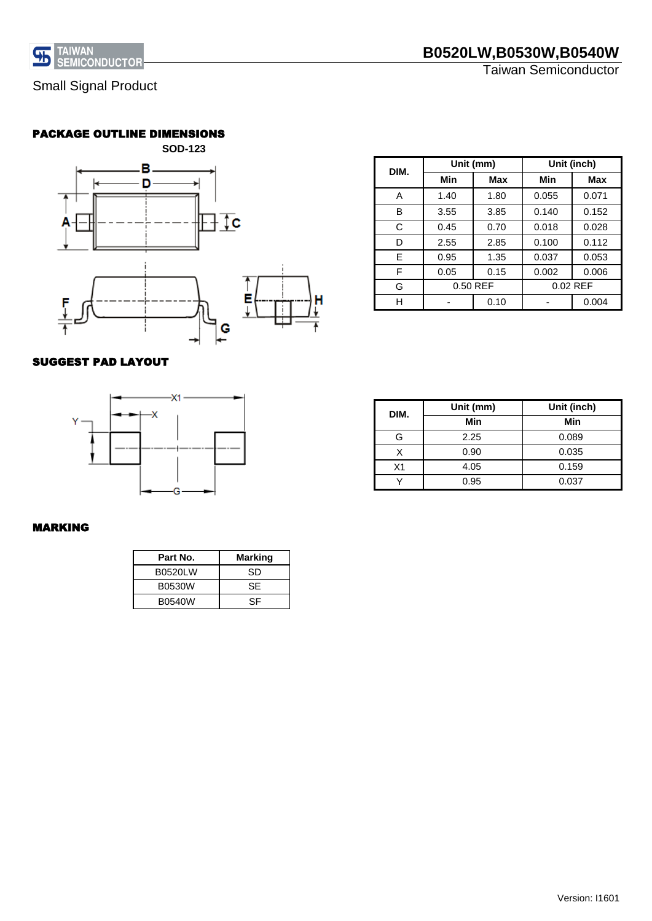Small Signal Product

## PACKAGE OUTLINE DIMENSIONS

SOD-123

| DIM. | Unit (mm) | | Unit (inch) | |
|---|---|---|---|---|
| | Min | Max | Min | Max |
| A | 1.40 | 1.80 | 0.055 | 0.071 |
| B | 3.55 | 3.85 | 0.140 | 0.152 |
| C | 0.45 | 0.70 | 0.018 | 0.028 |
| D | 2.55 | 2.85 | 0.100 | 0.112 |
| E | 0.95 | 1.35 | 0.037 | 0.053 |
| F | 0.05 | 0.15 | 0.002 | 0.006 |
| G | 0.50 REF | | 0.02 REF | |
| H | - | 0.10 | - | 0.004 |

## SUGGEST PAD LAYOUT

| DIM. | Unit (mm) | Unit (inch) |
|---|---|---|
| | Min | Min |
| G | 2.25 | 0.089 |
| X | 0.90 | 0.035 |
| X1 | 4.05 | 0.159 |
| Y | 0.95 | 0.037 |

## MARKING

| Part No. | Marking |
|---|---|
| B0520LW | SD |
| B0530W | SE |
| B0540W | SF |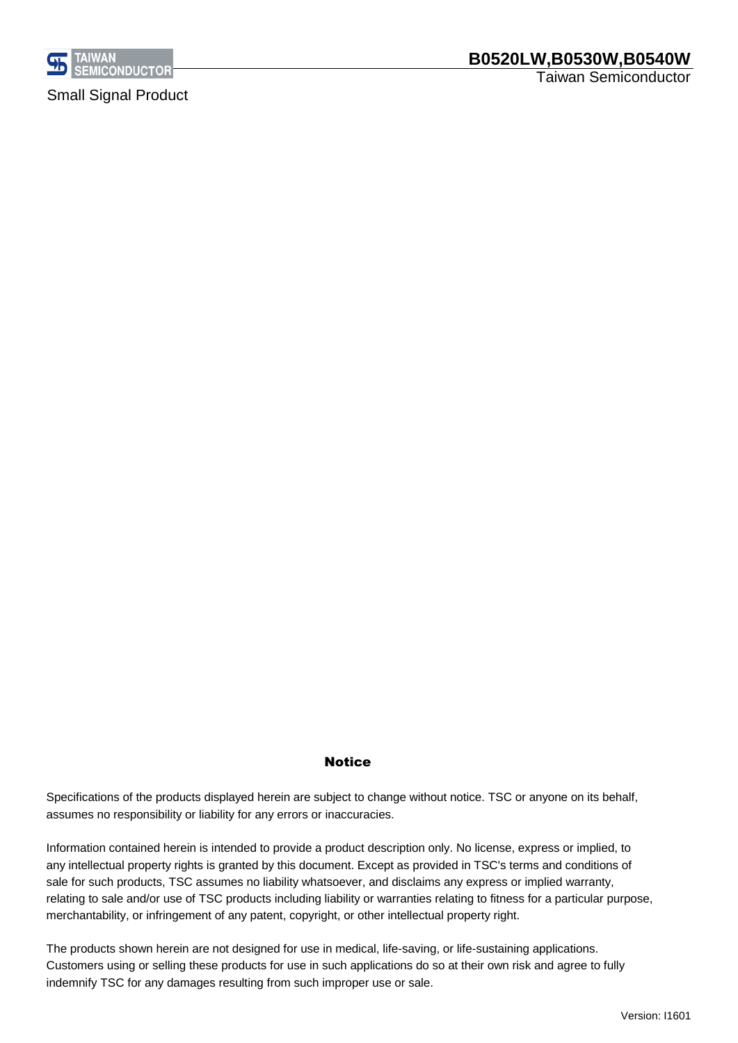## Notice

Specifications of the products displayed herein are subject to change without notice. TSC or anyone on its behalf, assumes no responsibility or liability for any errors or inaccuracies.

Information contained herein is intended to provide a product description only. No license, express or implied, to any intellectual property rights is granted by this document. Except as provided in TSC's terms and conditions of sale for such products, TSC assumes no liability whatsoever, and disclaims any express or implied warranty, relating to sale and/or use of TSC products including liability or warranties relating to fitness for a particular purpose, merchantability, or infringement of any patent, copyright, or other intellectual property right.

The products shown herein are not designed for use in medical, life-saving, or life-sustaining applications. Customers using or selling these products for use in such applications do so at their own risk and agree to fully indemnify TSC for any damages resulting from such improper use or sale.